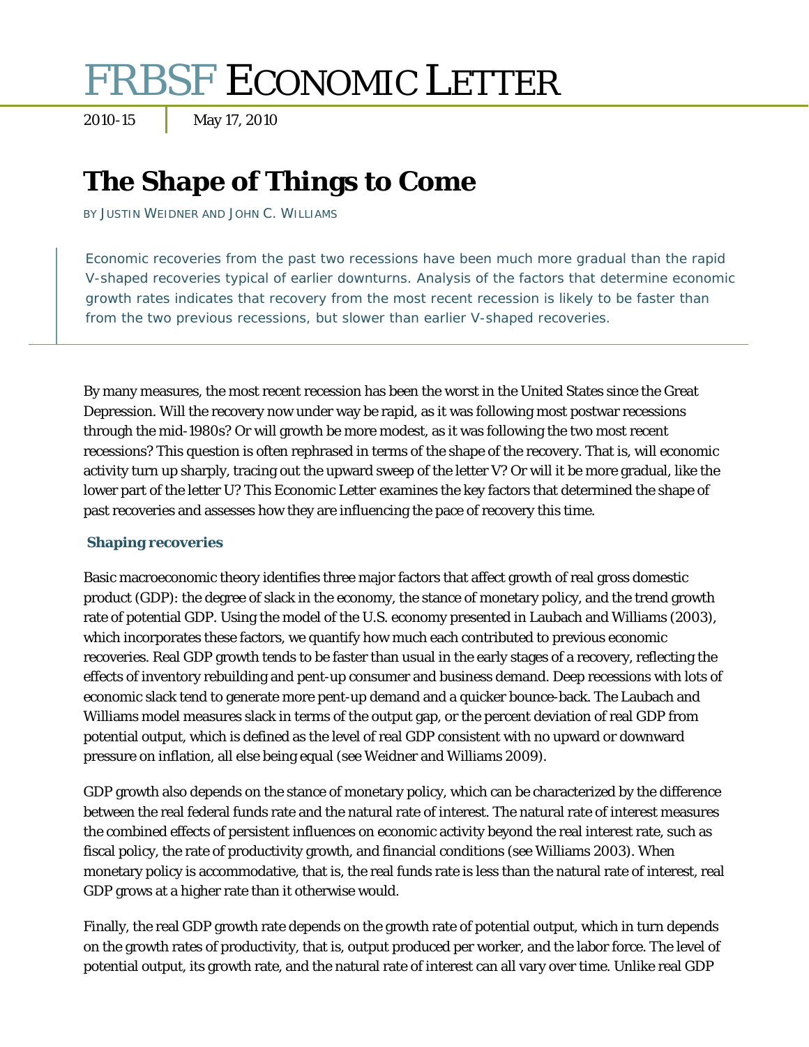# FRBSF ECONOMIC LETTER

2010-15 | May 17, 2010

## The Shape of Things to Come

BY JUSTIN WEIDNER AND JOHN C. WILLIAMS

Economic recoveries from the past two recessions have been much more gradual than the rapid V-shaped recoveries typical of earlier downturns. Analysis of the factors that determine economic growth rates indicates that recovery from the most recent recession is likely to be faster than from the two previous recessions, but slower than earlier V-shaped recoveries.

By many measures, the most recent recession has been the worst in the United States since the Great Depression. Will the recovery now under way be rapid, as it was following most postwar recessions through the mid-1980s? Or will growth be more modest, as it was following the two most recent recessions? This question is often rephrased in terms of the shape of the recovery. That is, will economic activity turn up sharply, tracing out the upward sweep of the letter V? Or will it be more gradual, like the lower part of the letter U? This Economic Letter examines the key factors that determined the shape of past recoveries and assesses how they are influencing the pace of recovery this time.

### Shaping recoveries

Basic macroeconomic theory identifies three major factors that affect growth of real gross domestic product (GDP): the degree of slack in the economy, the stance of monetary policy, and the trend growth rate of potential GDP. Using the model of the U.S. economy presented in Laubach and Williams (2003), which incorporates these factors, we quantify how much each contributed to previous economic recoveries. Real GDP growth tends to be faster than usual in the early stages of a recovery, reflecting the effects of inventory rebuilding and pent-up consumer and business demand. Deep recessions with lots of economic slack tend to generate more pent-up demand and a quicker bounce-back. The Laubach and Williams model measures slack in terms of the output gap, or the percent deviation of real GDP from potential output, which is defined as the level of real GDP consistent with no upward or downward pressure on inflation, all else being equal (see Weidner and Williams 2009).

GDP growth also depends on the stance of monetary policy, which can be characterized by the difference between the real federal funds rate and the natural rate of interest. The natural rate of interest measures the combined effects of persistent influences on economic activity beyond the real interest rate, such as fiscal policy, the rate of productivity growth, and financial conditions (see Williams 2003). When monetary policy is accommodative, that is, the real funds rate is less than the natural rate of interest, real GDP grows at a higher rate than it otherwise would.

Finally, the real GDP growth rate depends on the growth rate of potential output, which in turn depends on the growth rates of productivity, that is, output produced per worker, and the labor force. The level of potential output, its growth rate, and the natural rate of interest can all vary over time. Unlike real GDP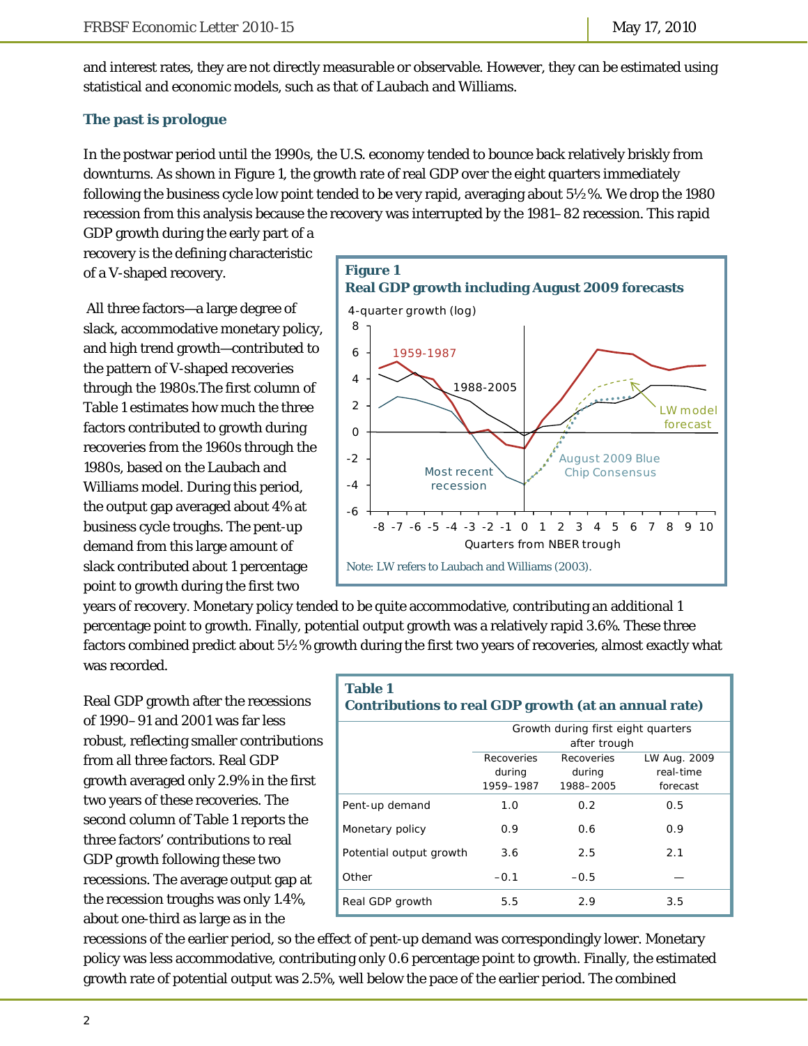and interest rates, they are not directly measurable or observable. However, they can be estimated using statistical and economic models, such as that of Laubach and Williams.

### The past is prologue

In the postwar period until the 1990s, the U.S. economy tended to bounce back relatively briskly from downturns. As shown in Figure 1, the growth rate of real GDP over the eight quarters immediately following the business cycle low point tended to be very rapid, averaging about 5½%. We drop the 1980 recession from this analysis because the recovery was interrupted by the 1981–82 recession. This rapid GDP growth during the early part of a recovery is the defining characteristic of a V-shaped recovery.

**Figure 1**
**Real GDP growth including August 2009 forecasts**

Note: LW refers to Laubach and Williams (2003).

All three factors—a large degree of slack, accommodative monetary policy, and high trend growth—contributed to the pattern of V-shaped recoveries through the 1980s.The first column of Table 1 estimates how much the three factors contributed to growth during recoveries from the 1960s through the 1980s, based on the Laubach and Williams model. During this period, the output gap averaged about 4% at business cycle troughs. The pent-up demand from this large amount of slack contributed about 1 percentage point to growth during the first two years of recovery. Monetary policy tended to be quite accommodative, contributing an additional 1 percentage point to growth. Finally, potential output growth was a relatively rapid 3.6%. These three factors combined predict about 5½% growth during the first two years of recoveries, almost exactly what was recorded.

**Table 1**
**Contributions to real GDP growth (at an annual rate)**

| | Growth during first eight quarters after trough | | |
|---|---|---|---|
| | Recoveries during 1959–1987 | Recoveries during 1988–2005 | LW Aug. 2009 real-time forecast |
| Pent-up demand | 1.0 | 0.2 | 0.5 |
| Monetary policy | 0.9 | 0.6 | 0.9 |
| Potential output growth | 3.6 | 2.5 | 2.1 |
| Other | –0.1 | –0.5 | — |
| Real GDP growth | 5.5 | 2.9 | 3.5 |

Real GDP growth after the recessions of 1990–91 and 2001 was far less robust, reflecting smaller contributions from all three factors. Real GDP growth averaged only 2.9% in the first two years of these recoveries. The second column of Table 1 reports the three factors' contributions to real GDP growth following these two recessions. The average output gap at the recession troughs was only 1.4%, about one-third as large as in the recessions of the earlier period, so the effect of pent-up demand was correspondingly lower. Monetary policy was less accommodative, contributing only 0.6 percentage point to growth. Finally, the estimated growth rate of potential output was 2.5%, well below the pace of the earlier period. The combined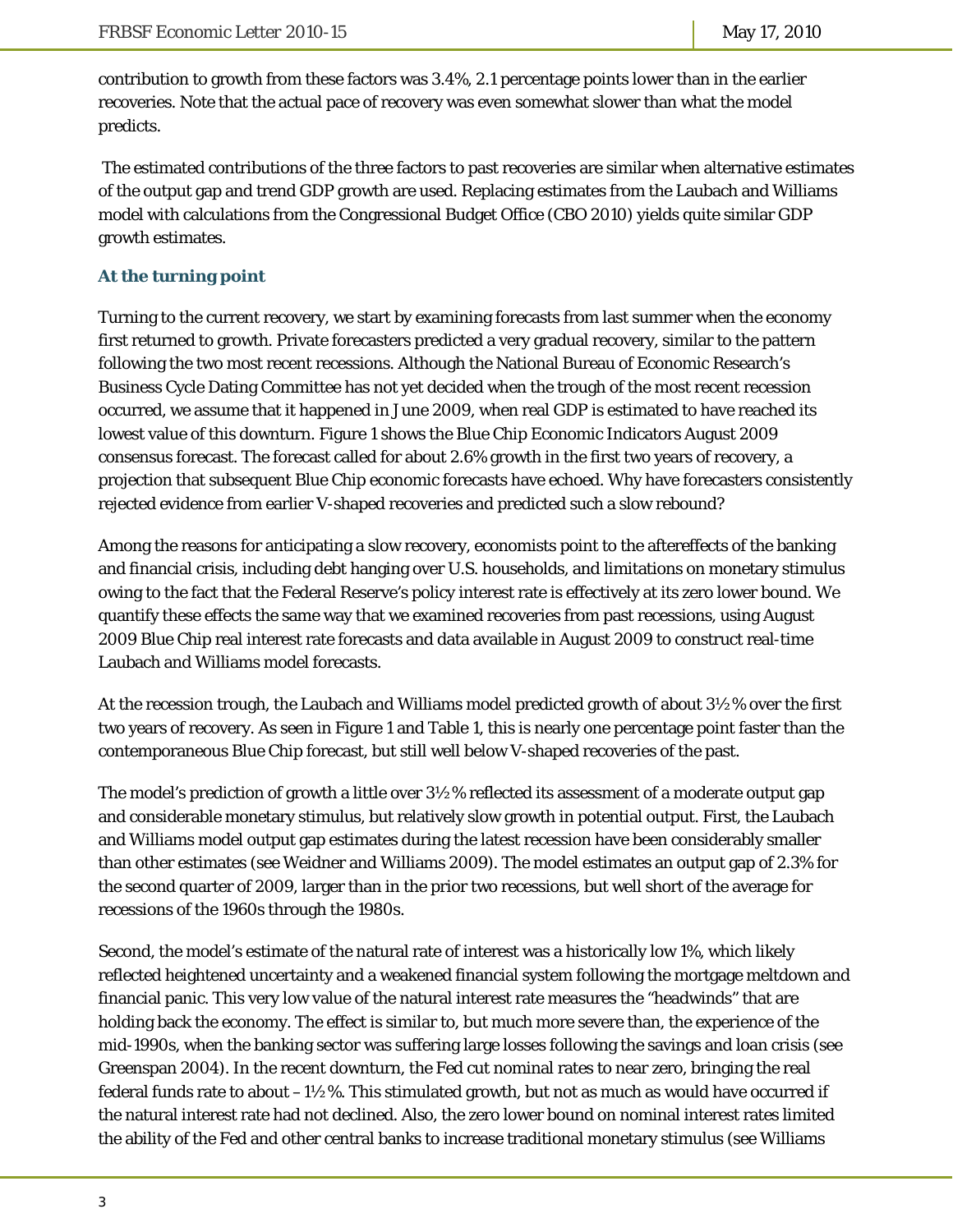contribution to growth from these factors was 3.4%, 2.1 percentage points lower than in the earlier recoveries. Note that the actual pace of recovery was even somewhat slower than what the model predicts.

The estimated contributions of the three factors to past recoveries are similar when alternative estimates of the output gap and trend GDP growth are used. Replacing estimates from the Laubach and Williams model with calculations from the Congressional Budget Office (CBO 2010) yields quite similar GDP growth estimates.

### At the turning point

Turning to the current recovery, we start by examining forecasts from last summer when the economy first returned to growth. Private forecasters predicted a very gradual recovery, similar to the pattern following the two most recent recessions. Although the National Bureau of Economic Research's Business Cycle Dating Committee has not yet decided when the trough of the most recent recession occurred, we assume that it happened in June 2009, when real GDP is estimated to have reached its lowest value of this downturn. Figure 1 shows the Blue Chip Economic Indicators August 2009 consensus forecast. The forecast called for about 2.6% growth in the first two years of recovery, a projection that subsequent Blue Chip economic forecasts have echoed. Why have forecasters consistently rejected evidence from earlier V-shaped recoveries and predicted such a slow rebound?

Among the reasons for anticipating a slow recovery, economists point to the aftereffects of the banking and financial crisis, including debt hanging over U.S. households, and limitations on monetary stimulus owing to the fact that the Federal Reserve's policy interest rate is effectively at its zero lower bound. We quantify these effects the same way that we examined recoveries from past recessions, using August 2009 Blue Chip real interest rate forecasts and data available in August 2009 to construct real-time Laubach and Williams model forecasts.

At the recession trough, the Laubach and Williams model predicted growth of about 3½% over the first two years of recovery. As seen in Figure 1 and Table 1, this is nearly one percentage point faster than the contemporaneous Blue Chip forecast, but still well below V-shaped recoveries of the past.

The model's prediction of growth a little over 3½% reflected its assessment of a moderate output gap and considerable monetary stimulus, but relatively slow growth in potential output. First, the Laubach and Williams model output gap estimates during the latest recession have been considerably smaller than other estimates (see Weidner and Williams 2009). The model estimates an output gap of 2.3% for the second quarter of 2009, larger than in the prior two recessions, but well short of the average for recessions of the 1960s through the 1980s.

Second, the model's estimate of the natural rate of interest was a historically low 1%, which likely reflected heightened uncertainty and a weakened financial system following the mortgage meltdown and financial panic. This very low value of the natural interest rate measures the "headwinds" that are holding back the economy. The effect is similar to, but much more severe than, the experience of the mid-1990s, when the banking sector was suffering large losses following the savings and loan crisis (see Greenspan 2004). In the recent downturn, the Fed cut nominal rates to near zero, bringing the real federal funds rate to about –1½%. This stimulated growth, but not as much as would have occurred if the natural interest rate had not declined. Also, the zero lower bound on nominal interest rates limited the ability of the Fed and other central banks to increase traditional monetary stimulus (see Williams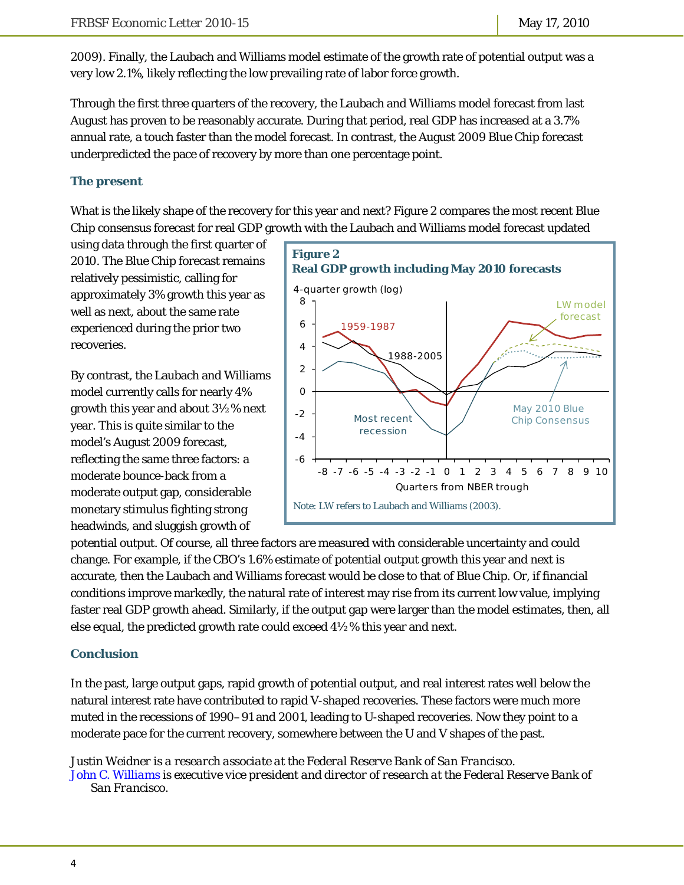2009). Finally, the Laubach and Williams model estimate of the growth rate of potential output was a very low 2.1%, likely reflecting the low prevailing rate of labor force growth.

Through the first three quarters of the recovery, the Laubach and Williams model forecast from last August has proven to be reasonably accurate. During that period, real GDP has increased at a 3.7% annual rate, a touch faster than the model forecast. In contrast, the August 2009 Blue Chip forecast underpredicted the pace of recovery by more than one percentage point.

## The present

What is the likely shape of the recovery for this year and next? Figure 2 compares the most recent Blue Chip consensus forecast for real GDP growth with the Laubach and Williams model forecast updated using data through the first quarter of 2010. The Blue Chip forecast remains relatively pessimistic, calling for approximately 3% growth this year as well as next, about the same rate experienced during the prior two recoveries.

By contrast, the Laubach and Williams model currently calls for nearly 4% growth this year and about 3½% next year. This is quite similar to the model's August 2009 forecast, reflecting the same three factors: a moderate bounce-back from a moderate output gap, considerable monetary stimulus fighting strong headwinds, and sluggish growth of potential output. Of course, all three factors are measured with considerable uncertainty and could change. For example, if the CBO's 1.6% estimate of potential output growth this year and next is accurate, then the Laubach and Williams forecast would be close to that of Blue Chip. Or, if financial conditions improve markedly, the natural rate of interest may rise from its current low value, implying faster real GDP growth ahead. Similarly, if the output gap were larger than the model estimates, then, all else equal, the predicted growth rate could exceed 4½% this year and next.

**Figure 2**
**Real GDP growth including May 2010 forecasts**

Note: LW refers to Laubach and Williams (2003).

## Conclusion

In the past, large output gaps, rapid growth of potential output, and real interest rates well below the natural interest rate have contributed to rapid V-shaped recoveries. These factors were much more muted in the recessions of 1990–91 and 2001, leading to U-shaped recoveries. Now they point to a moderate pace for the current recovery, somewhere between the U and V shapes of the past.

Justin Weidner is *a research associate at the Federal Reserve Bank of San Francisco.*

John C. Williams is *executive vice president and director of research at the Federal Reserve Bank of San Francisco.*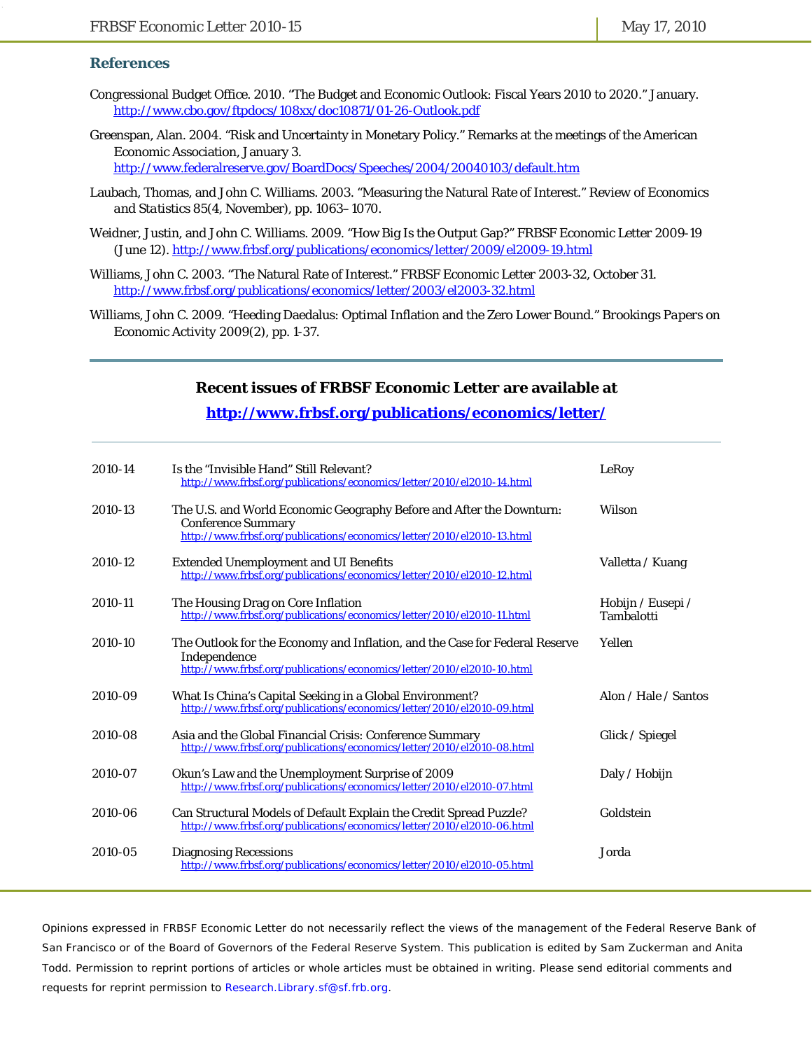## References

Congressional Budget Office. 2010. "The Budget and Economic Outlook: Fiscal Years 2010 to 2020." January. http://www.cbo.gov/ftpdocs/108xx/doc10871/01-26-Outlook.pdf

Greenspan, Alan. 2004. "Risk and Uncertainty in Monetary Policy." Remarks at the meetings of the American Economic Association, January 3. http://www.federalreserve.gov/BoardDocs/Speeches/2004/20040103/default.htm

Laubach, Thomas, and John C. Williams. 2003. "Measuring the Natural Rate of Interest." *Review of Economics and Statistics* 85(4, November), pp. 1063–1070.

Weidner, Justin, and John C. Williams. 2009. "How Big Is the Output Gap?" FRBSF Economic Letter 2009-19 (June 12). http://www.frbsf.org/publications/economics/letter/2009/el2009-19.html

Williams, John C. 2003. "The Natural Rate of Interest." FRBSF Economic Letter 2003-32, October 31. http://www.frbsf.org/publications/economics/letter/2003/el2003-32.html

Williams, John C. 2009. "Heeding Daedalus: Optimal Inflation and the Zero Lower Bound." *Brookings Papers on Economic Activity* 2009(2), pp. 1-37.

---

**Recent issues of FRBSF Economic Letter are available at**

**http://www.frbsf.org/publications/economics/letter/**

| | | |
|---|---|---|
| 2010-14 | Is the "Invisible Hand" Still Relevant? http://www.frbsf.org/publications/economics/letter/2010/el2010-14.html | LeRoy |
| 2010-13 | The U.S. and World Economic Geography Before and After the Downturn: Conference Summary http://www.frbsf.org/publications/economics/letter/2010/el2010-13.html | Wilson |
| 2010-12 | Extended Unemployment and UI Benefits http://www.frbsf.org/publications/economics/letter/2010/el2010-12.html | Valletta / Kuang |
| 2010-11 | The Housing Drag on Core Inflation http://www.frbsf.org/publications/economics/letter/2010/el2010-11.html | Hobijn / Eusepi / Tambalotti |
| 2010-10 | The Outlook for the Economy and Inflation, and the Case for Federal Reserve Independence http://www.frbsf.org/publications/economics/letter/2010/el2010-10.html | Yellen |
| 2010-09 | What Is China's Capital Seeking in a Global Environment? http://www.frbsf.org/publications/economics/letter/2010/el2010-09.html | Alon / Hale / Santos |
| 2010-08 | Asia and the Global Financial Crisis: Conference Summary http://www.frbsf.org/publications/economics/letter/2010/el2010-08.html | Glick / Spiegel |
| 2010-07 | Okun's Law and the Unemployment Surprise of 2009 http://www.frbsf.org/publications/economics/letter/2010/el2010-07.html | Daly / Hobijn |
| 2010-06 | Can Structural Models of Default Explain the Credit Spread Puzzle? http://www.frbsf.org/publications/economics/letter/2010/el2010-06.html | Goldstein |
| 2010-05 | Diagnosing Recessions http://www.frbsf.org/publications/economics/letter/2010/el2010-05.html | Jorda |

---

Opinions expressed in FRBSF Economic Letter do not necessarily reflect the views of the management of the Federal Reserve Bank of San Francisco or of the Board of Governors of the Federal Reserve System. This publication is edited by Sam Zuckerman and Anita Todd. Permission to reprint portions of articles or whole articles must be obtained in writing. Please send editorial comments and requests for reprint permission to Research.Library.sf@sf.frb.org.